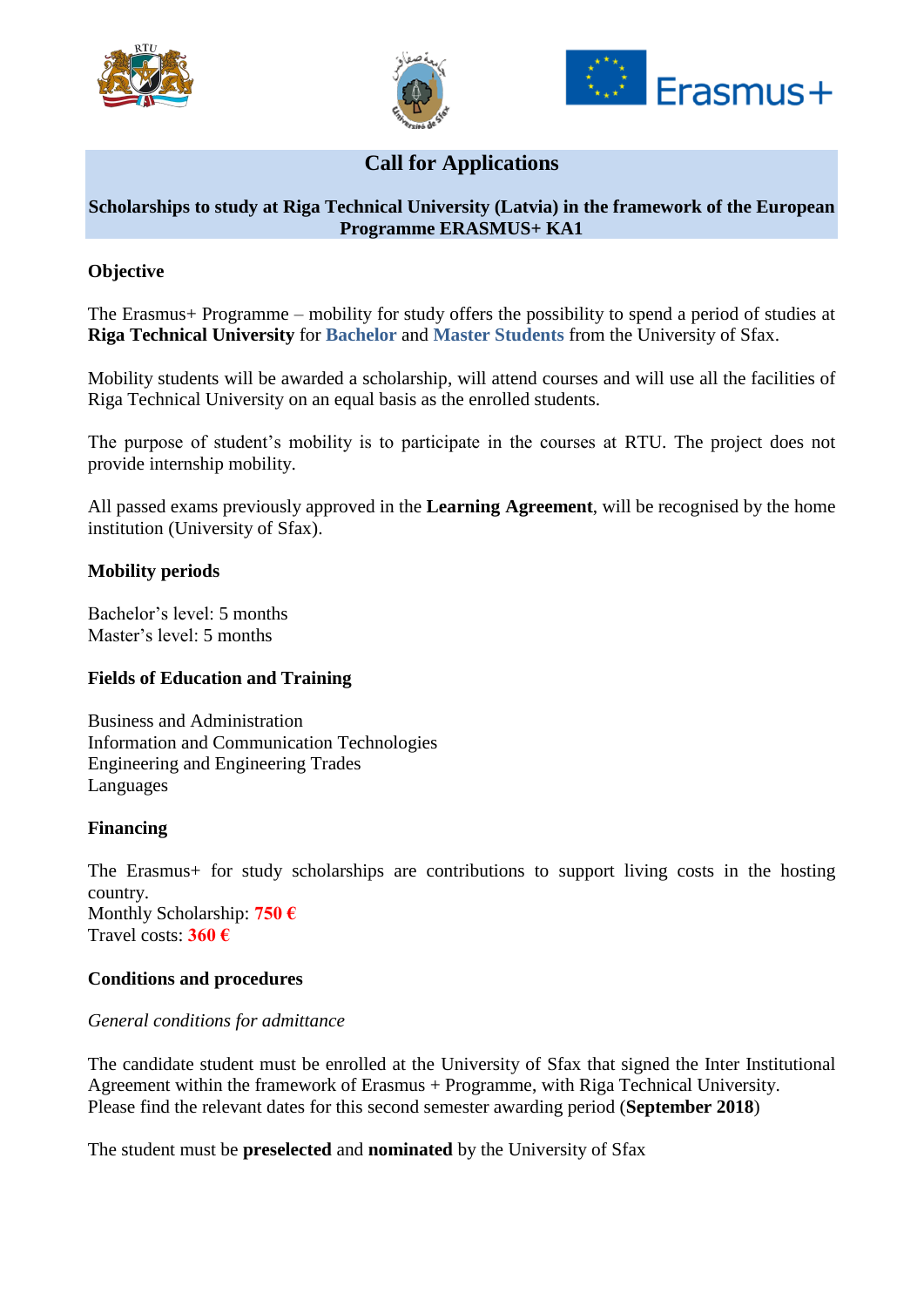# Call for Applications

## Scholarships to study at Riga Technical University (Latvia) in the framework of the European Programme ERASMUS+ KA1

### Objective

The Erasmus+ Programme – mobility for study offers the possibility to spend a period of studies at **Riga Technical University** for **Bachelor** and **Master Students** from the University of Sfax.

Mobility students will be awarded a scholarship, will attend courses and will use all the facilities of Riga Technical University on an equal basis as the enrolled students.

The purpose of student's mobility is to participate in the courses at RTU. The project does not provide internship mobility.

All passed exams previously approved in the **Learning Agreement**, will be recognised by the home institution (University of Sfax).

### Mobility periods

Bachelor's level: 5 months
Master's level: 5 months

### Fields of Education and Training

Business and Administration
Information and Communication Technologies
Engineering and Engineering Trades
Languages

### Financing

The Erasmus+ for study scholarships are contributions to support living costs in the hosting country.
Monthly Scholarship: **750 €**
Travel costs: **360 €**

### Conditions and procedures

*General conditions for admittance*

The candidate student must be enrolled at the University of Sfax that signed the Inter Institutional Agreement within the framework of Erasmus + Programme, with Riga Technical University.
Please find the relevant dates for this second semester awarding period (**September 2018**)

The student must be **preselected** and **nominated** by the University of Sfax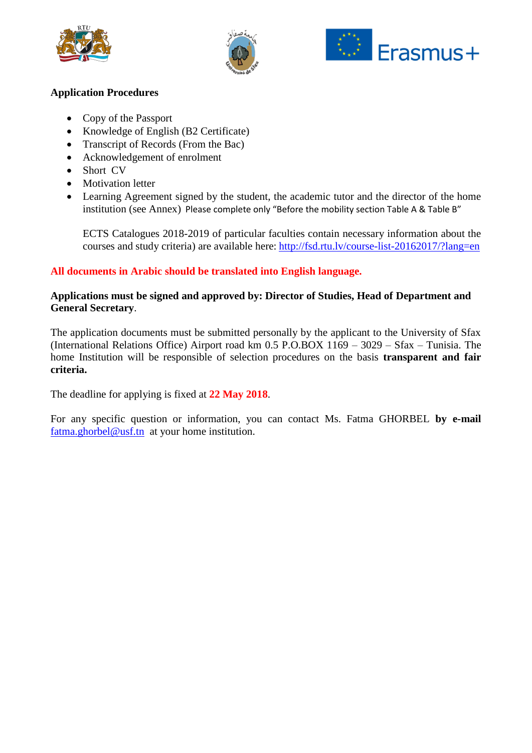**Application Procedures**

- Copy of the Passport
- Knowledge of English (B2 Certificate)
- Transcript of Records (From the Bac)
- Acknowledgement of enrolment
- Short CV
- Motivation letter
- Learning Agreement signed by the student, the academic tutor and the director of the home institution (see Annex) Please complete only "Before the mobility section Table A & Table B"

  ECTS Catalogues 2018-2019 of particular faculties contain necessary information about the courses and study criteria) are available here: http://fsd.rtu.lv/course-list-20162017/?lang=en

**All documents in Arabic should be translated into English language.**

**Applications must be signed and approved by: Director of Studies, Head of Department and General Secretary**.

The application documents must be submitted personally by the applicant to the University of Sfax (International Relations Office) Airport road km 0.5 P.O.BOX 1169 – 3029 – Sfax – Tunisia. The home Institution will be responsible of selection procedures on the basis **transparent and fair criteria.**

The deadline for applying is fixed at **22 May 2018**.

For any specific question or information, you can contact Ms. Fatma GHORBEL **by e-mail** fatma.ghorbel@usf.tn at your home institution.